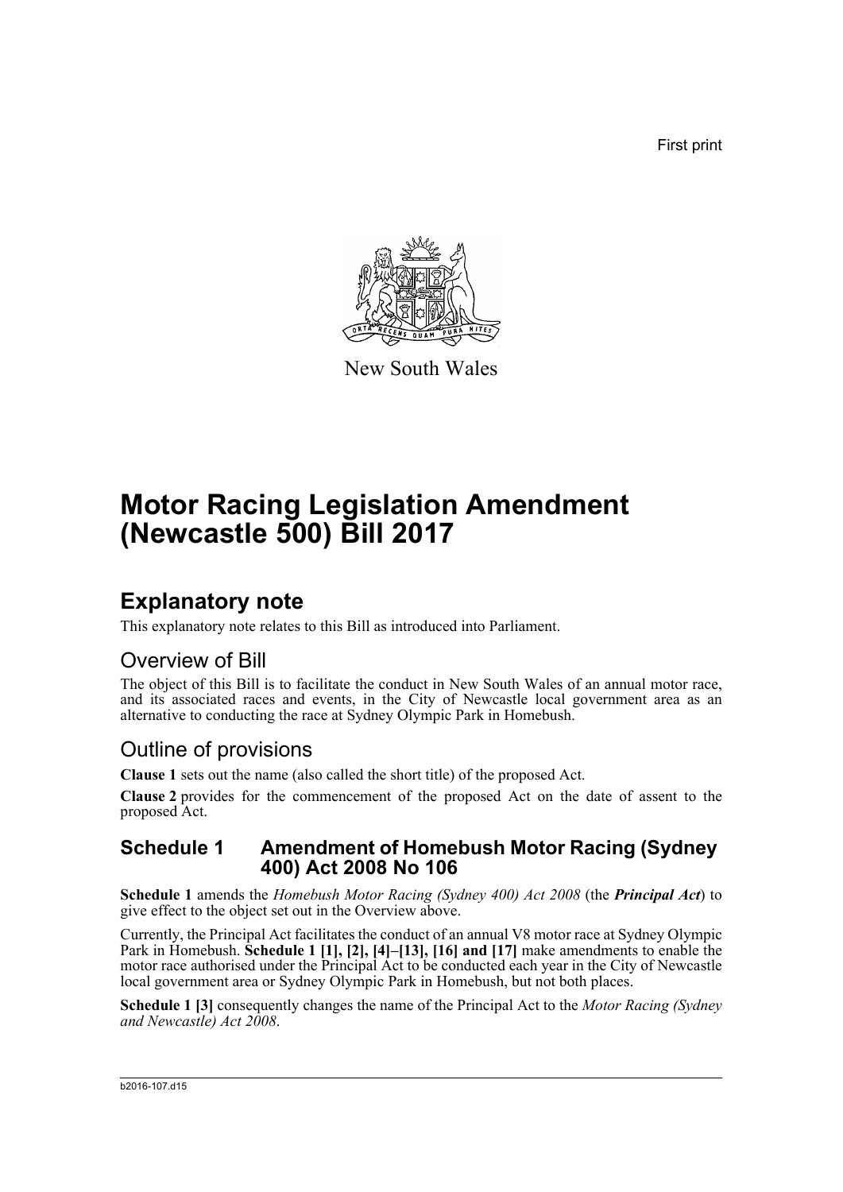First print

New South Wales

# Motor Racing Legislation Amendment (Newcastle 500) Bill 2017

## Explanatory note

This explanatory note relates to this Bill as introduced into Parliament.

### Overview of Bill

The object of this Bill is to facilitate the conduct in New South Wales of an annual motor race, and its associated races and events, in the City of Newcastle local government area as an alternative to conducting the race at Sydney Olympic Park in Homebush.

### Outline of provisions

**Clause 1** sets out the name (also called the short title) of the proposed Act.

**Clause 2** provides for the commencement of the proposed Act on the date of assent to the proposed Act.

### Schedule 1 Amendment of Homebush Motor Racing (Sydney 400) Act 2008 No 106

**Schedule 1** amends the *Homebush Motor Racing (Sydney 400) Act 2008* (the ***Principal Act***) to give effect to the object set out in the Overview above.

Currently, the Principal Act facilitates the conduct of an annual V8 motor race at Sydney Olympic Park in Homebush. **Schedule 1 [1], [2], [4]–[13], [16] and [17]** make amendments to enable the motor race authorised under the Principal Act to be conducted each year in the City of Newcastle local government area or Sydney Olympic Park in Homebush, but not both places.

**Schedule 1 [3]** consequently changes the name of the Principal Act to the *Motor Racing (Sydney and Newcastle) Act 2008*.

b2016-107.d15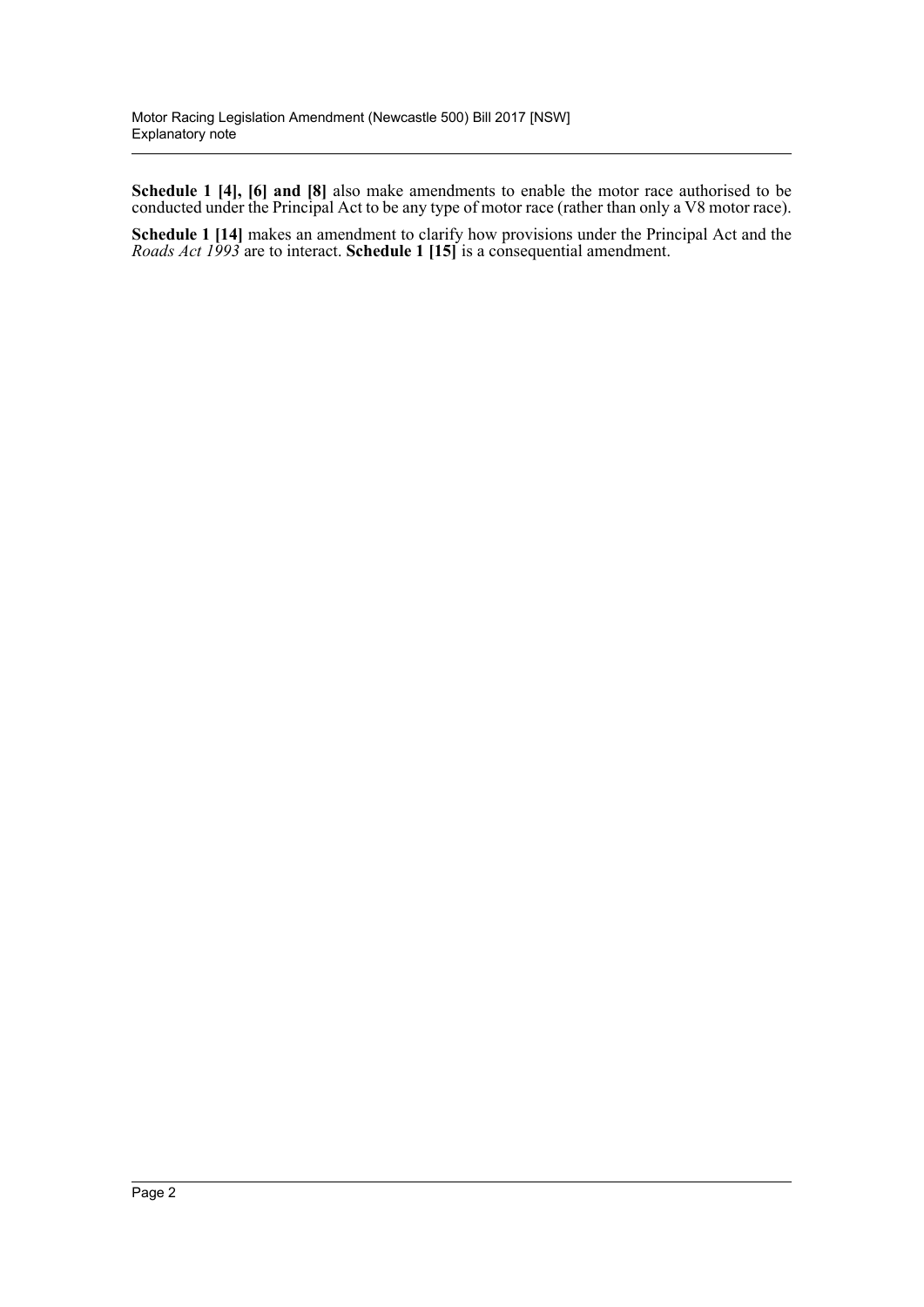**Schedule 1 [4], [6] and [8]** also make amendments to enable the motor race authorised to be conducted under the Principal Act to be any type of motor race (rather than only a V8 motor race).

**Schedule 1 [14]** makes an amendment to clarify how provisions under the Principal Act and the *Roads Act 1993* are to interact. **Schedule 1 [15]** is a consequential amendment.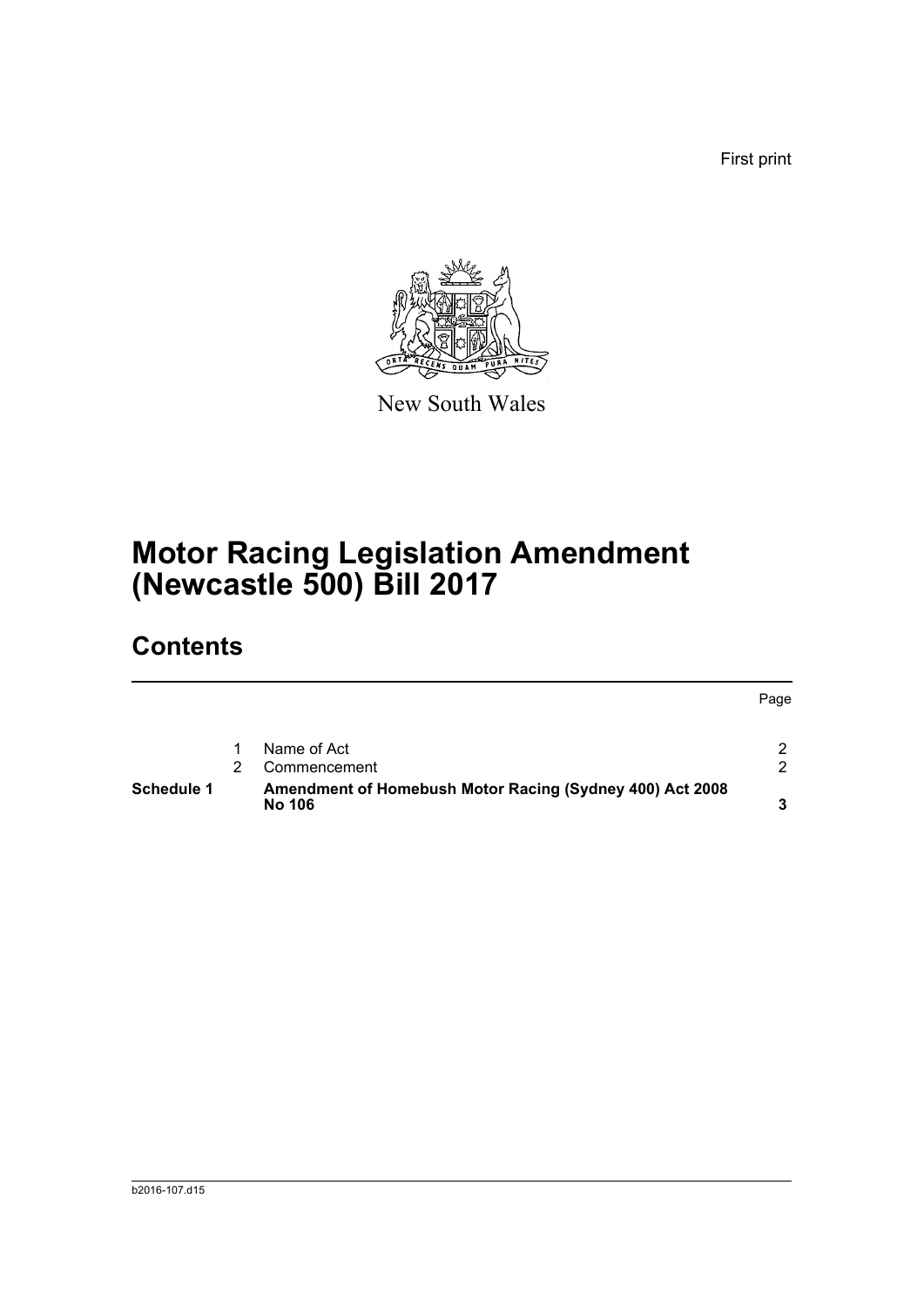First print

New South Wales

# Motor Racing Legislation Amendment (Newcastle 500) Bill 2017

## Contents

| | | | Page |
|---|---|---|---|
| | 1 | Name of Act | 2 |
| | 2 | Commencement | 2 |
| **Schedule 1** | | **Amendment of Homebush Motor Racing (Sydney 400) Act 2008 No 106** | **3** |

b2016-107.d15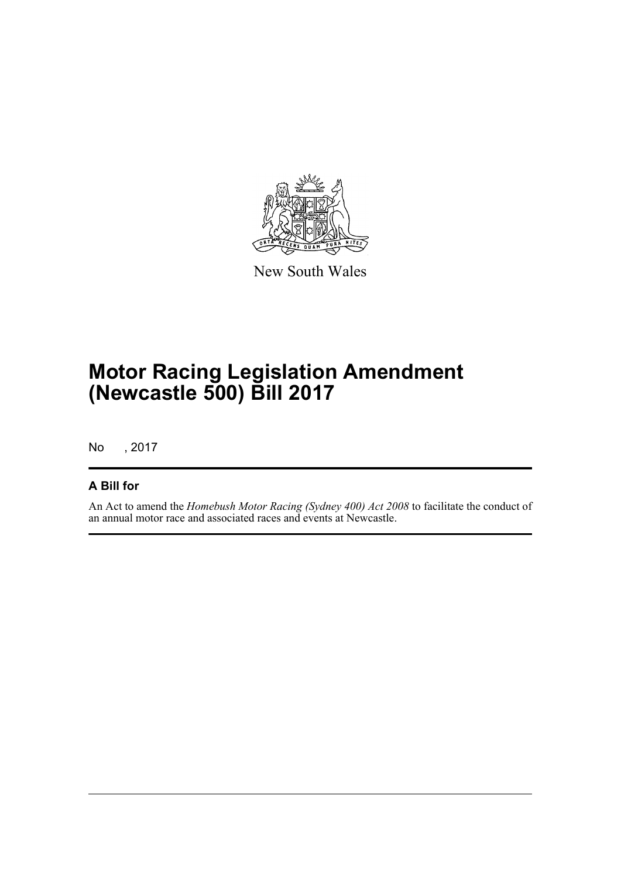New South Wales

# Motor Racing Legislation Amendment (Newcastle 500) Bill 2017

No , 2017

## A Bill for

An Act to amend the *Homebush Motor Racing (Sydney 400) Act 2008* to facilitate the conduct of an annual motor race and associated races and events at Newcastle.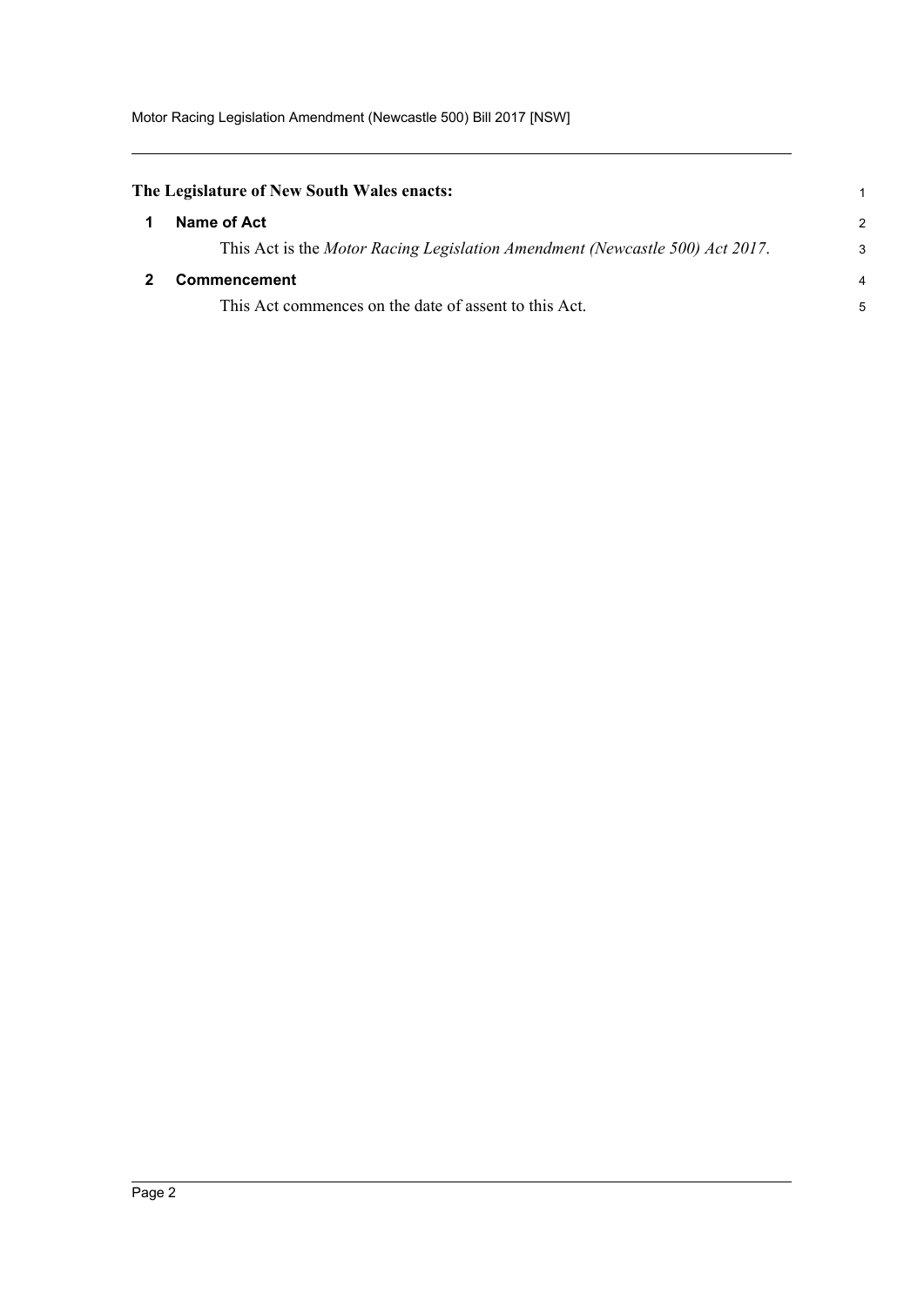**The Legislature of New South Wales enacts:**

## 1 Name of Act

This Act is the *Motor Racing Legislation Amendment (Newcastle 500) Act 2017*.

## 2 Commencement

This Act commences on the date of assent to this Act.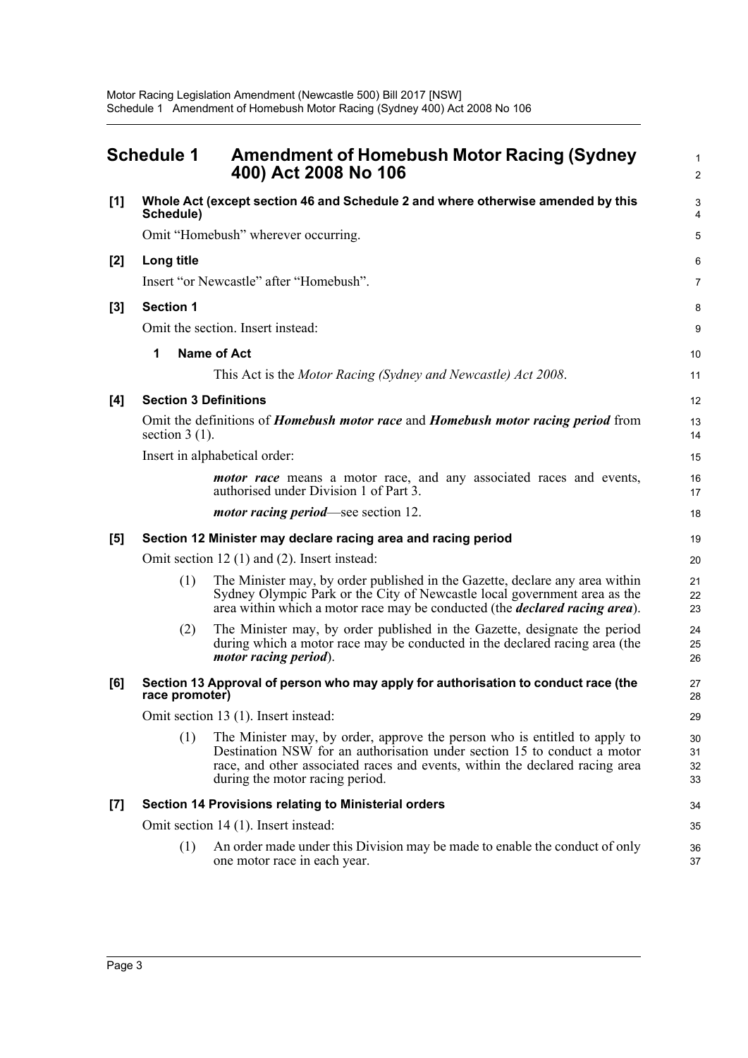## Schedule 1 Amendment of Homebush Motor Racing (Sydney 400) Act 2008 No 106

**[1] Whole Act (except section 46 and Schedule 2 and where otherwise amended by this Schedule)**

Omit "Homebush" wherever occurring.

**[2] Long title**

Insert "or Newcastle" after "Homebush".

**[3] Section 1**

Omit the section. Insert instead:

**1 Name of Act**

This Act is the *Motor Racing (Sydney and Newcastle) Act 2008*.

**[4] Section 3 Definitions**

Omit the definitions of ***Homebush motor race*** and ***Homebush motor racing period*** from section 3 (1).

Insert in alphabetical order:

***motor race*** means a motor race, and any associated races and events, authorised under Division 1 of Part 3.

***motor racing period***—see section 12.

**[5] Section 12 Minister may declare racing area and racing period**

Omit section 12 (1) and (2). Insert instead:

(1) The Minister may, by order published in the Gazette, declare any area within Sydney Olympic Park or the City of Newcastle local government area as the area within which a motor race may be conducted (the ***declared racing area***).

(2) The Minister may, by order published in the Gazette, designate the period during which a motor race may be conducted in the declared racing area (the ***motor racing period***).

**[6] Section 13 Approval of person who may apply for authorisation to conduct race (the race promoter)**

Omit section 13 (1). Insert instead:

(1) The Minister may, by order, approve the person who is entitled to apply to Destination NSW for an authorisation under section 15 to conduct a motor race, and other associated races and events, within the declared racing area during the motor racing period.

**[7] Section 14 Provisions relating to Ministerial orders**

Omit section 14 (1). Insert instead:

(1) An order made under this Division may be made to enable the conduct of only one motor race in each year.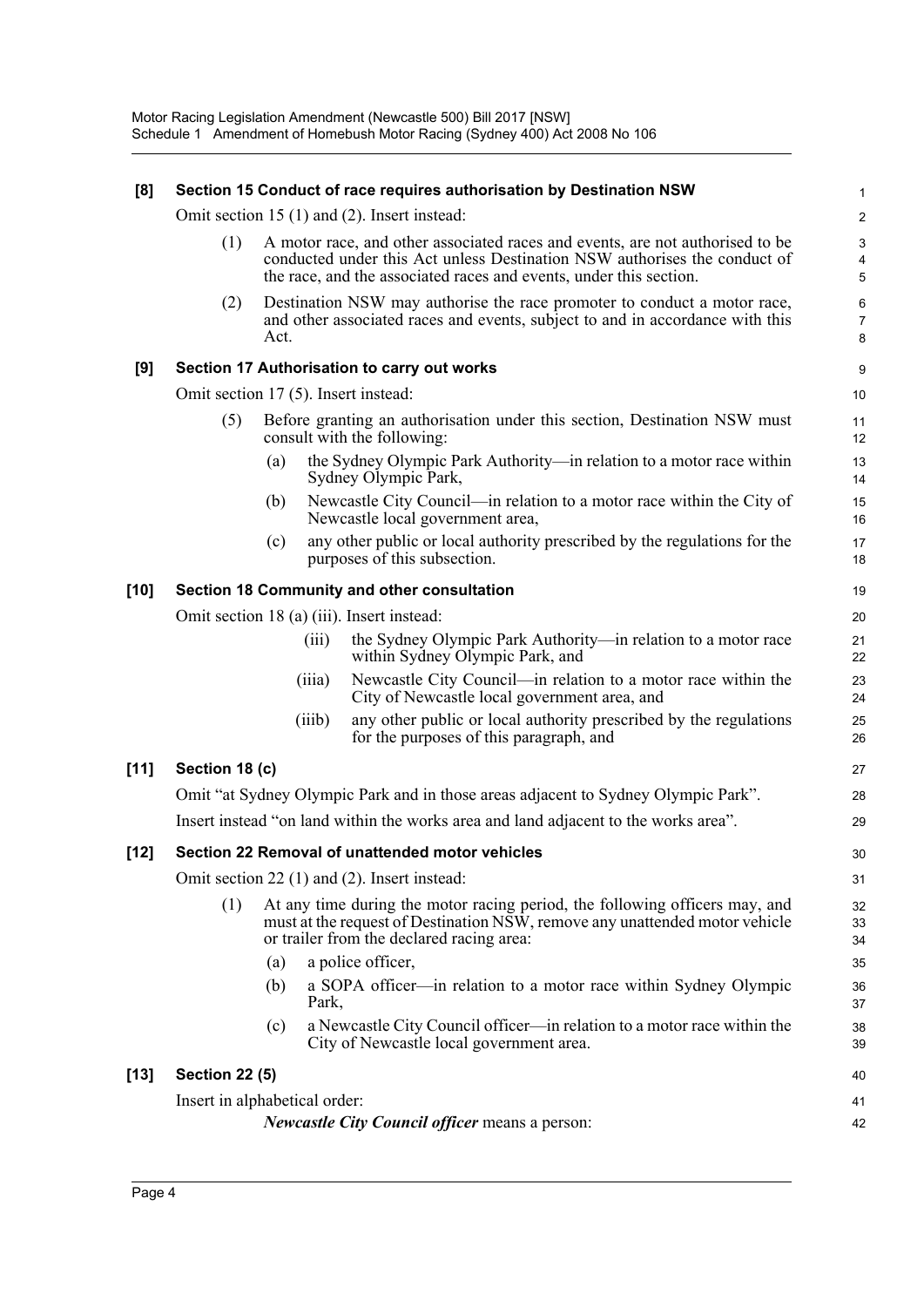**[8] Section 15 Conduct of race requires authorisation by Destination NSW**

Omit section 15 (1) and (2). Insert instead:

(1) A motor race, and other associated races and events, are not authorised to be conducted under this Act unless Destination NSW authorises the conduct of the race, and the associated races and events, under this section.

(2) Destination NSW may authorise the race promoter to conduct a motor race, and other associated races and events, subject to and in accordance with this Act.

**[9] Section 17 Authorisation to carry out works**

Omit section 17 (5). Insert instead:

(5) Before granting an authorisation under this section, Destination NSW must consult with the following:

(a) the Sydney Olympic Park Authority—in relation to a motor race within Sydney Olympic Park,

(b) Newcastle City Council—in relation to a motor race within the City of Newcastle local government area,

(c) any other public or local authority prescribed by the regulations for the purposes of this subsection.

**[10] Section 18 Community and other consultation**

Omit section 18 (a) (iii). Insert instead:

(iii) the Sydney Olympic Park Authority—in relation to a motor race within Sydney Olympic Park, and

(iiia) Newcastle City Council—in relation to a motor race within the City of Newcastle local government area, and

(iiib) any other public or local authority prescribed by the regulations for the purposes of this paragraph, and

**[11] Section 18 (c)**

Omit "at Sydney Olympic Park and in those areas adjacent to Sydney Olympic Park".

Insert instead "on land within the works area and land adjacent to the works area".

**[12] Section 22 Removal of unattended motor vehicles**

Omit section 22 (1) and (2). Insert instead:

(1) At any time during the motor racing period, the following officers may, and must at the request of Destination NSW, remove any unattended motor vehicle or trailer from the declared racing area:

(a) a police officer,

(b) a SOPA officer—in relation to a motor race within Sydney Olympic Park,

(c) a Newcastle City Council officer—in relation to a motor race within the City of Newcastle local government area.

**[13] Section 22 (5)**

Insert in alphabetical order:

***Newcastle City Council officer*** means a person: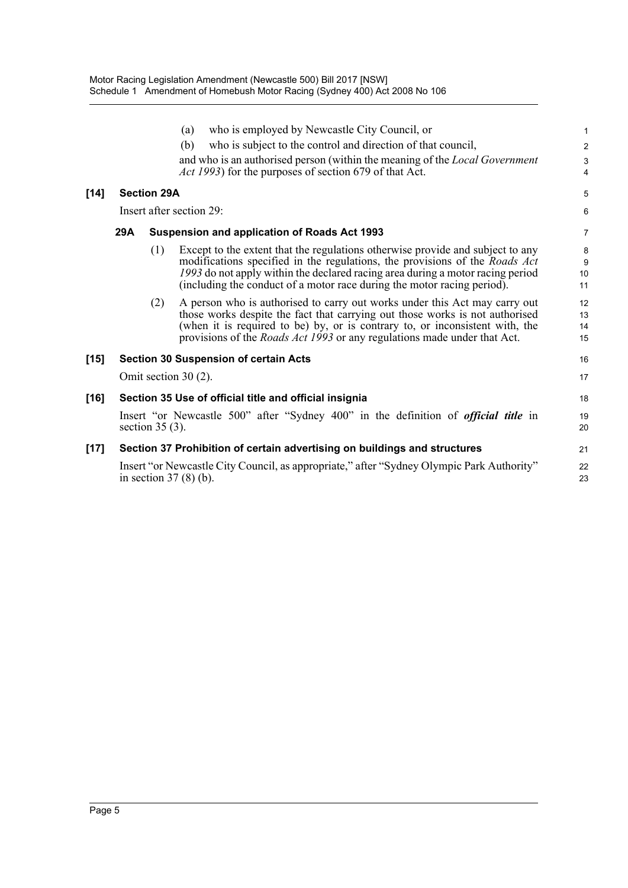(a) who is employed by Newcastle City Council, or

(b) who is subject to the control and direction of that council,

and who is an authorised person (within the meaning of the *Local Government Act 1993*) for the purposes of section 679 of that Act.

**[14] Section 29A**

Insert after section 29:

**29A Suspension and application of Roads Act 1993**

(1) Except to the extent that the regulations otherwise provide and subject to any modifications specified in the regulations, the provisions of the *Roads Act 1993* do not apply within the declared racing area during a motor racing period (including the conduct of a motor race during the motor racing period).

(2) A person who is authorised to carry out works under this Act may carry out those works despite the fact that carrying out those works is not authorised (when it is required to be) by, or is contrary to, or inconsistent with, the provisions of the *Roads Act 1993* or any regulations made under that Act.

**[15] Section 30 Suspension of certain Acts**

Omit section 30 (2).

**[16] Section 35 Use of official title and official insignia**

Insert "or Newcastle 500" after "Sydney 400" in the definition of ***official title*** in section 35 (3).

**[17] Section 37 Prohibition of certain advertising on buildings and structures**

Insert "or Newcastle City Council, as appropriate," after "Sydney Olympic Park Authority" in section 37 (8) (b).